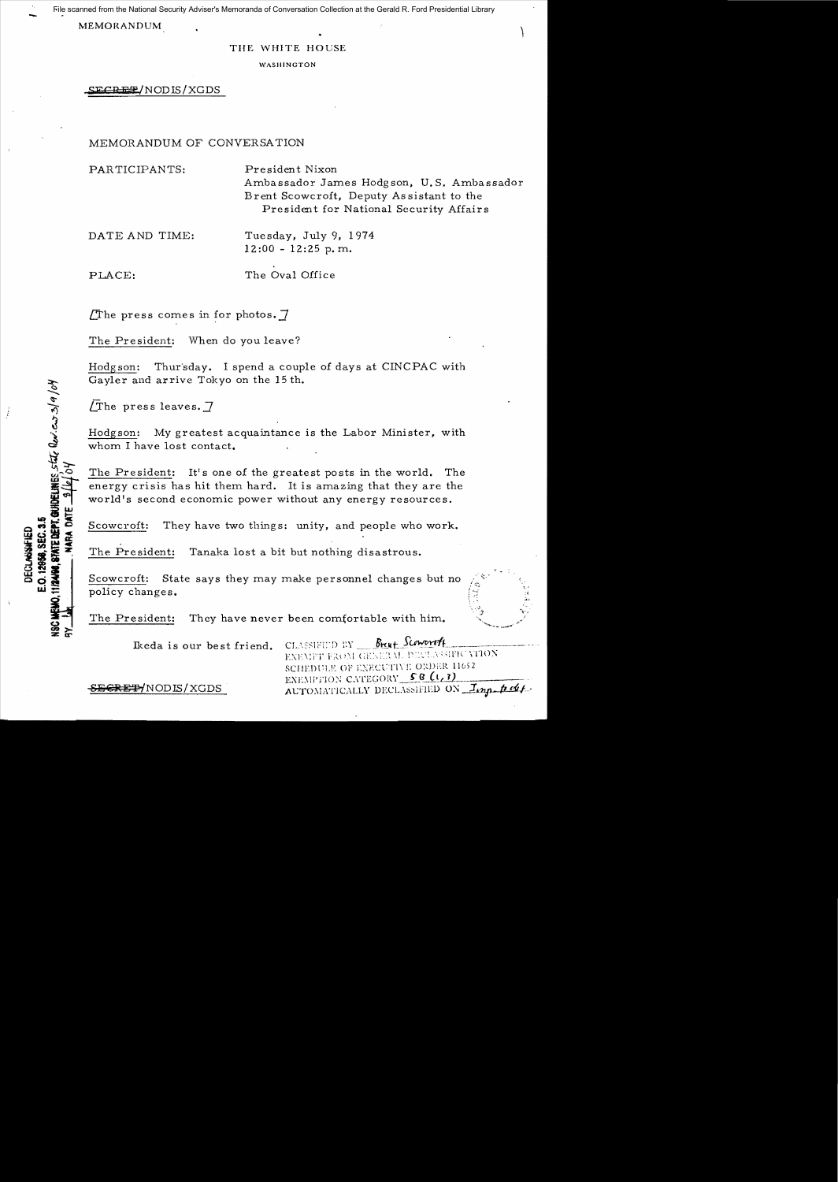File scanned from the National Security Adviser's Memoranda of Conversation Collection at the Gerald R. Ford Presidential Library

MEMORANDUM

THE WHITE HOUSE

WASHINGTON

~~SECRET~~/NODIS/XGDS

DECLASSIFIED
E.O. 12958, SEC. 3.5
NSC MEMO, 11/24/98, STATE DEPT. GUIDELINES, State Rev 3/9/04
BY ___ NARA DATE 3/10/04

MEMORANDUM OF CONVERSATION

PARTICIPANTS: President Nixon
Ambassador James Hodgson, U.S. Ambassador
Brent Scowcroft, Deputy Assistant to the President for National Security Affairs

DATE AND TIME: Tuesday, July 9, 1974
12:00 - 12:25 p.m.

PLACE: The Oval Office

[The press comes in for photos.]

The President: When do you leave?

Hodgson: Thursday. I spend a couple of days at CINCPAC with Gayler and arrive Tokyo on the 15th.

[The press leaves.]

Hodgson: My greatest acquaintance is the Labor Minister, with whom I have lost contact.

The President: It's one of the greatest posts in the world. The energy crisis has hit them hard. It is amazing that they are the world's second economic power without any energy resources.

Scowcroft: They have two things: unity, and people who work.

The President: Tanaka lost a bit but nothing disastrous.

Scowcroft: State says they may make personnel changes but no policy changes.

The President: They have never been comfortable with him.

Ikeda is our best friend.

CLASSIFIED BY Brent Scowcroft
EXEMPT FROM GENERAL DECLASSIFICATION
SCHEDULE OF EXECUTIVE ORDER 11652
EXEMPTION CATEGORY 5B (1, 3)
AUTOMATICALLY DECLASSIFIED ON Imp. to det.

~~SECRET~~/NODIS/XGDS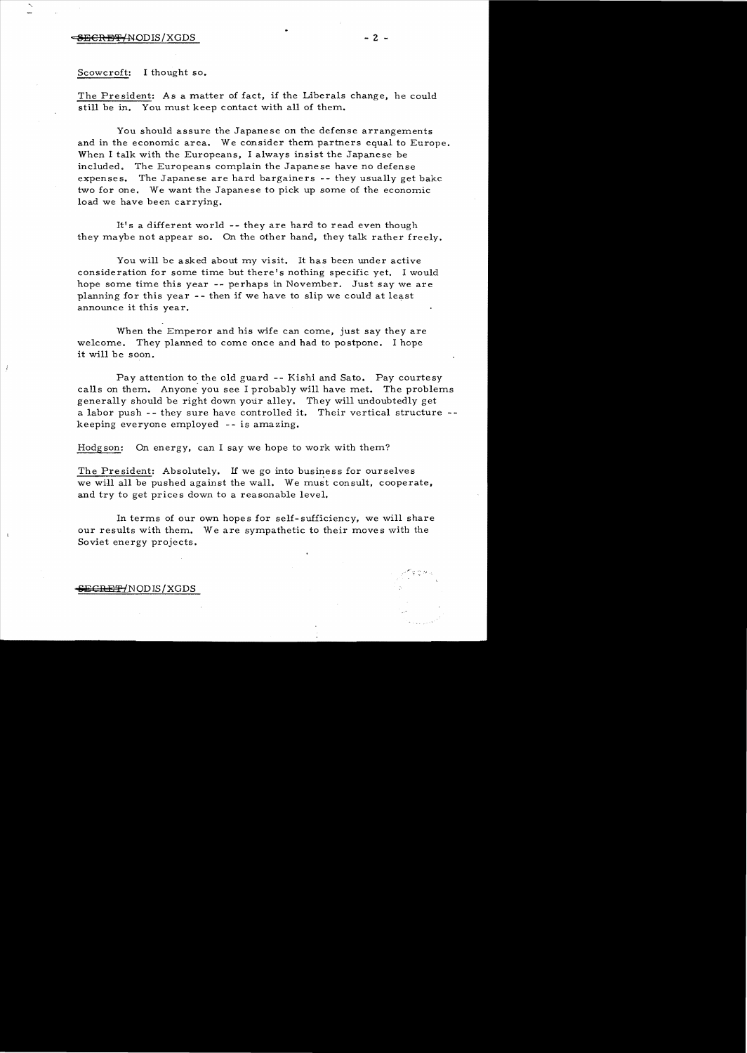Scowcroft: I thought so.

The President: As a matter of fact, if the Liberals change, he could still be in. You must keep contact with all of them.

You should assure the Japanese on the defense arrangements and in the economic area. We consider them partners equal to Europe. When I talk with the Europeans, I always insist the Japanese be included. The Europeans complain the Japanese have no defense expenses. The Japanese are hard bargainers -- they usually get bakc two for one. We want the Japanese to pick up some of the economic load we have been carrying.

It's a different world -- they are hard to read even though they maybe not appear so. On the other hand, they talk rather freely.

You will be asked about my visit. It has been under active consideration for some time but there's nothing specific yet. I would hope some time this year -- perhaps in November. Just say we are planning for this year -- then if we have to slip we could at least announce it this year.

When the Emperor and his wife can come, just say they are welcome. They planned to come once and had to postpone. I hope it will be soon.

Pay attention to the old guard -- Kishi and Sato. Pay courtesy calls on them. Anyone you see I probably will have met. The problems generally should be right down your alley. They will undoubtedly get a labor push -- they sure have controlled it. Their vertical structure -- keeping everyone employed -- is amazing.

Hodgson: On energy, can I say we hope to work with them?

The President: Absolutely. If we go into business for ourselves we will all be pushed against the wall. We must consult, cooperate, and try to get prices down to a reasonable level.

In terms of our own hopes for self-sufficiency, we will share our results with them. We are sympathetic to their moves with the Soviet energy projects.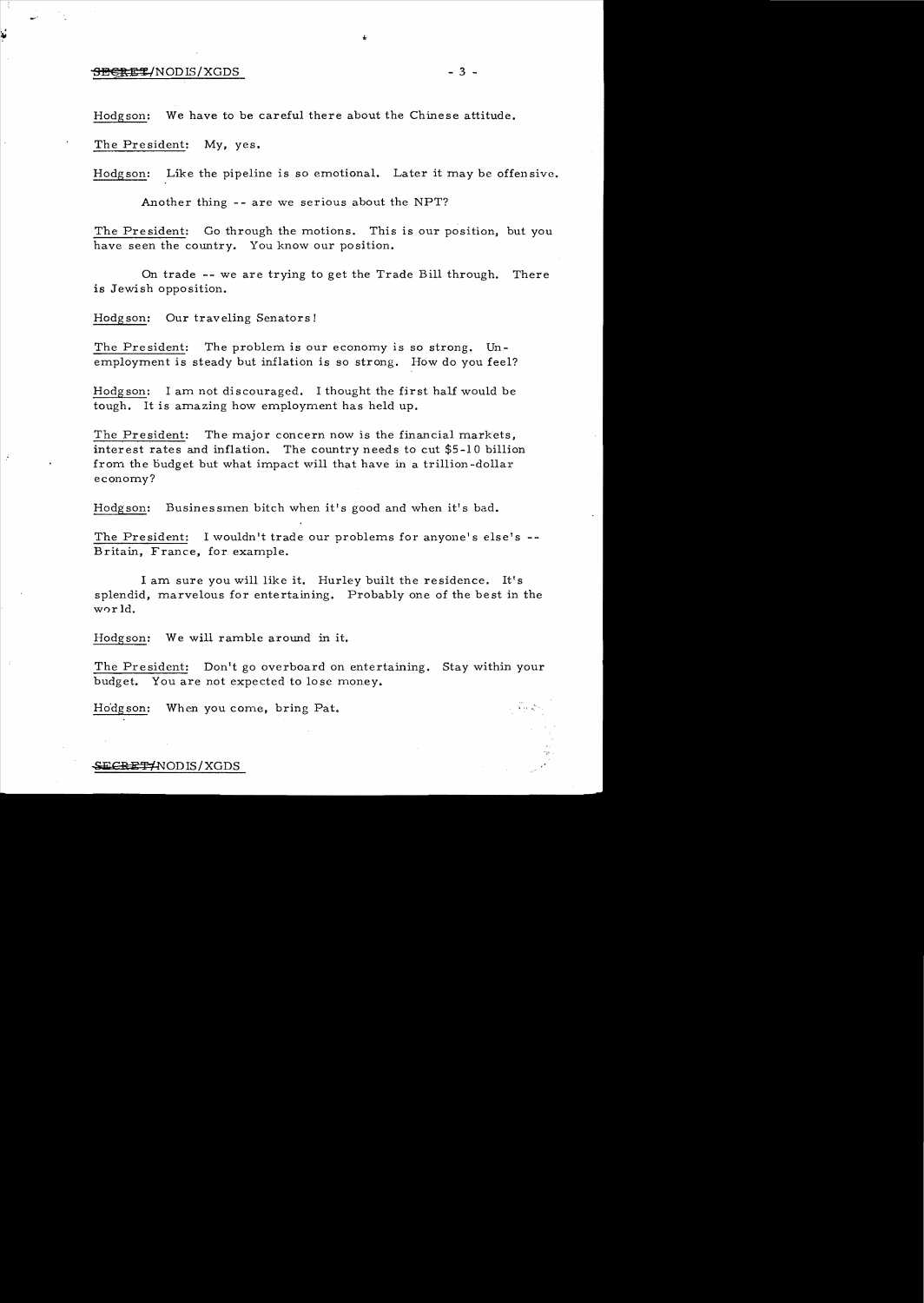Hodgson: We have to be careful there about the Chinese attitude.

The President: My, yes.

Hodgson: Like the pipeline is so emotional. Later it may be offensive.

Another thing -- are we serious about the NPT?

The President: Go through the motions. This is our position, but you have seen the country. You know our position.

On trade -- we are trying to get the Trade Bill through. There is Jewish opposition.

Hodgson: Our traveling Senators!

The President: The problem is our economy is so strong. Unemployment is steady but inflation is so strong. How do you feel?

Hodgson: I am not discouraged. I thought the first half would be tough. It is amazing how employment has held up.

The President: The major concern now is the financial markets, interest rates and inflation. The country needs to cut $5-10 billion from the budget but what impact will that have in a trillion-dollar economy?

Hodgson: Businessmen bitch when it's good and when it's bad.

The President: I wouldn't trade our problems for anyone's else's -- Britain, France, for example.

I am sure you will like it. Hurley built the residence. It's splendid, marvelous for entertaining. Probably one of the best in the world.

Hodgson: We will ramble around in it.

The President: Don't go overboard on entertaining. Stay within your budget. You are not expected to lose money.

Hodgson: When you come, bring Pat.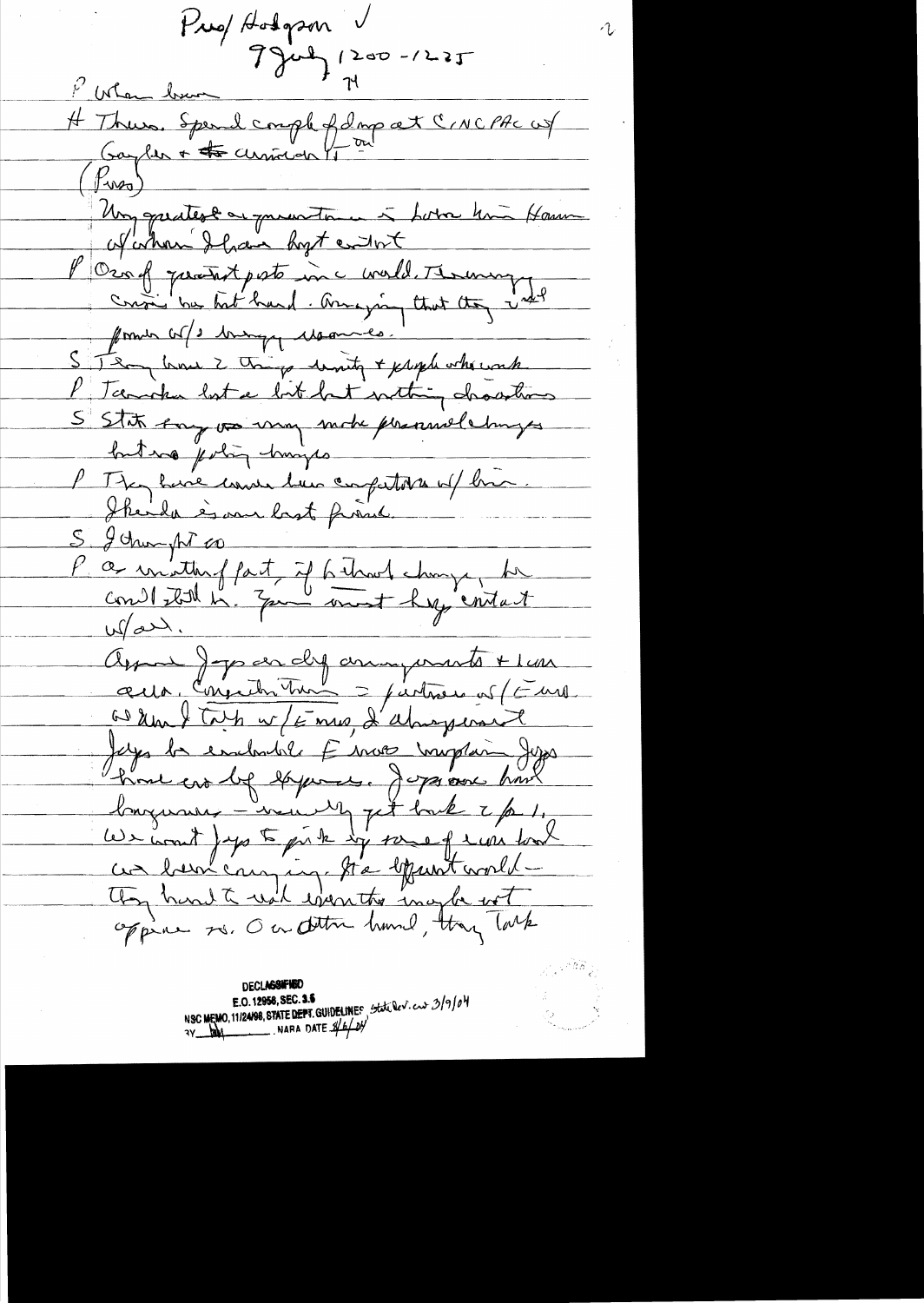Prof Hodgson ✓
9 July 1200-1235

P When here

H Thurs. Spend couple of days at CINCPAC w/ Gayler + the Commander. [?]

(Pres)

Very greatest in paramount is how Hawaii w/ whom I have kept contact

P One of greatest posts in the world. Economy coming back but hard. Amazing that they did form w/ 3 [?] [?].

S They have 2 things unity + people who work

P Tanaka lost a bit but nothing drastic

S State may [?] many more personnel changes but no policy changes

P They have made him compatible w/ him. Ohira is our best friend.

S I thought so

P As matter of fact, if he should change, he could [?] in. You must keep contact w/ all.

Approve Japs on dry arrangements + [?] area. Competition = partners w/ Europe. When I talk w/ Europe, I always insist Japs be included. Europe [?] Japs have no big [?]. Japs are hard bargainers — usually get back 2 for 1. We want Japs to pick up some of [?] load we have carrying. Its different world — They had to [?] [?] maybe not appear so. On other hand, they talk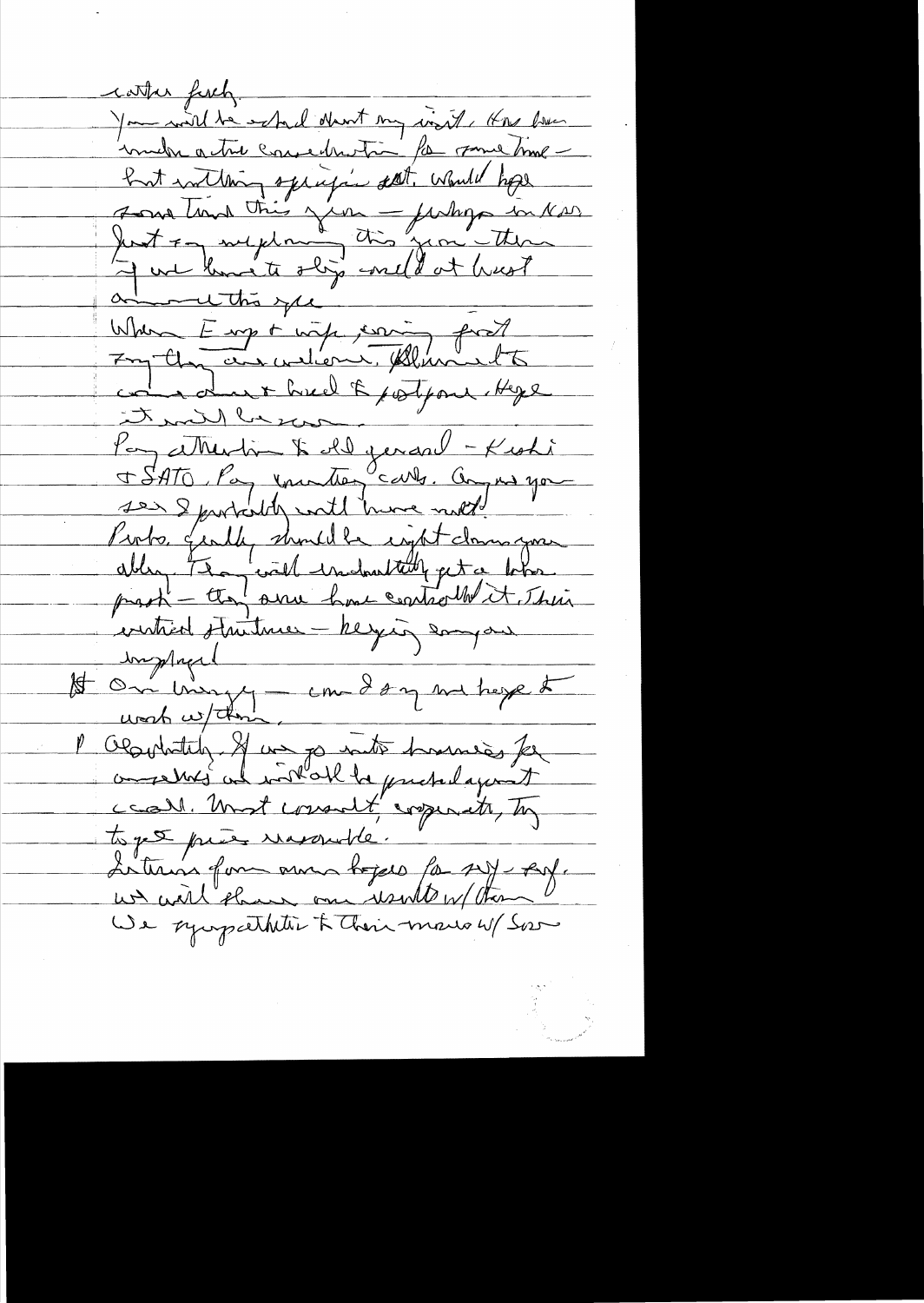rather fresh.

You will be asked about my visit. It has been under active consideration for some time — but nothing specific set. Would hope some time this year — perhaps in Nov. Just for my planning this year — then if we have to slip would at least announce this year.

When Emp & wife, coming first try they are welcome. Allowed to come down & head to postpone. Hope it will be soon.

Pay attention to old general — Kishi & SATO. Pay courtesy calls. Anyone you see I probably will have met.

Protos. Finally should be right down your alley. They will undoubtedly get a lot of press — they have controlled it. Their critical situation — helping anyone employed.

On Ungry — can I say we hope to work w/ them.

P Absolutely. If we go into business for ourselves we will be productive at all. Must consult, cooperate, try to get prices reasonable.

Intrns from our hopes for say - Pof. we will share our results w/ them.

We sympathetic to their moves w/ Sov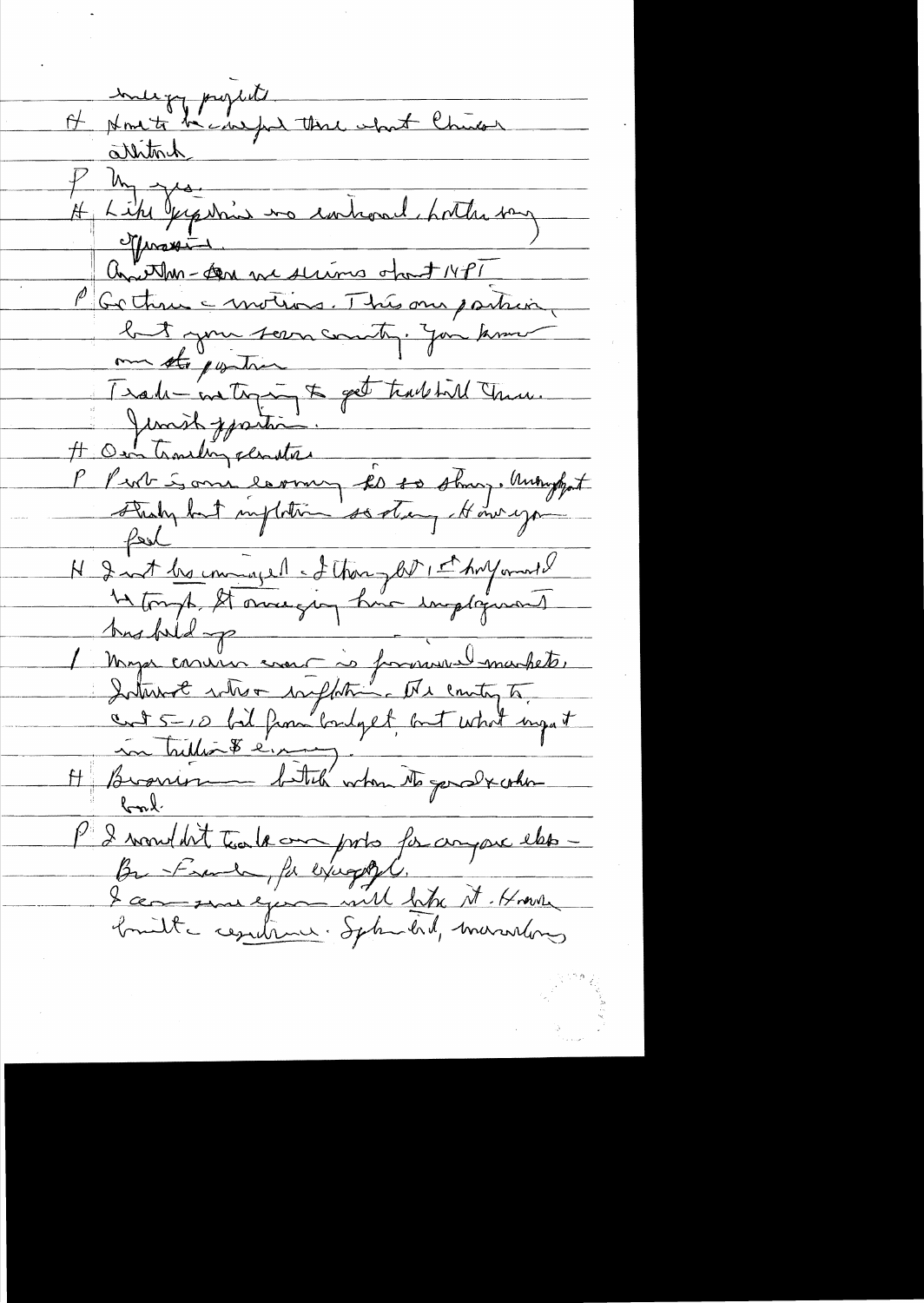energy projects

H Hurt to be careful there about Chinese attitude

P Why yes.

H Like Japanese no outward, but they worry Japanese.

Another - Are we serious about NPT

P Go through motions. This our position, but you seen country. You know our sta position

Trade - we trying to get trade bill thru.

Jewish opposition.

H On trucking senator.

P Part is our economy so so strong. Unemployment steady but inflation so strong. How are you feel

H I not be complacent. I thought 1st half would be tough. It amazing how employment has held up.

P Major concern now is financial markets. Interest rates & inflation. We cutting to cut 5-10 bil from budget, but what impact in billion $ economy.

H Brezhnev — bitch when its good & when bad.

P I wouldn't trade our probs for anyone else - Br - French, for example.

I am sure you will like it. Having built a cyclotron. Splendid, marvelous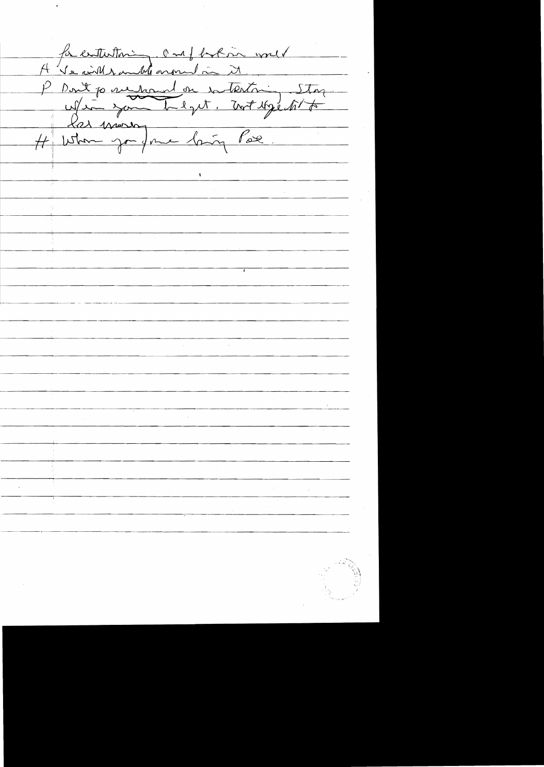for entertaining. Out of hand in world

A We will scramble around in it.

P Don't go overboard on entertaining. Stay w/in your budget. Don't hesitate to ask money

H When you come bring Pat.